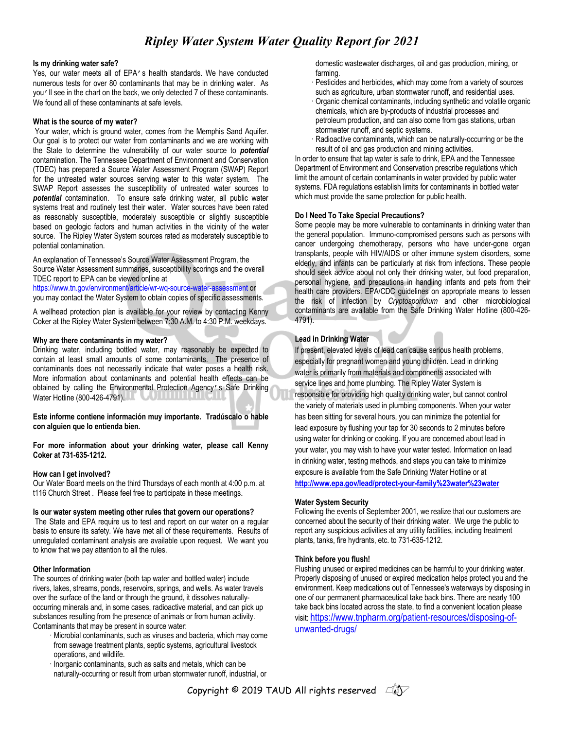# *Ripley Water System Water Quality Report for 2021*

**Is my drinking water safe?**

Yes, our water meets all of EPA's health standards. We have conducted numerous tests for over 80 contaminants that may be in drinking water. As you'll see in the chart on the back, we only detected 7 of these contaminants. We found all of these contaminants at safe levels.

**What is the source of my water?**

Your water, which is ground water, comes from the Memphis Sand Aquifer. Our goal is to protect our water from contaminants and we are working with the State to determine the vulnerability of our water source to ***potential*** contamination. The Tennessee Department of Environment and Conservation (TDEC) has prepared a Source Water Assessment Program (SWAP) Report for the untreated water sources serving water to this water system. The SWAP Report assesses the susceptibility of untreated water sources to ***potential*** contamination. To ensure safe drinking water, all public water systems treat and routinely test their water. Water sources have been rated as reasonably susceptible, moderately susceptible or slightly susceptible based on geologic factors and human activities in the vicinity of the water source. The Ripley Water System sources rated as moderately susceptible to potential contamination.

An explanation of Tennessee's Source Water Assessment Program, the Source Water Assessment summaries, susceptibility scorings and the overall TDEC report to EPA can be viewed online at https://www.tn.gov/environment/article/wr-wq-source-water-assessment or you may contact the Water System to obtain copies of specific assessments.

A wellhead protection plan is available for your review by contacting Kenny Coker at the Ripley Water System between 7:30 A.M. to 4:30 P.M. weekdays.

**Why are there contaminants in my water?**

Drinking water, including bottled water, may reasonably be expected to contain at least small amounts of some contaminants. The presence of contaminants does not necessarily indicate that water poses a health risk. More information about contaminants and potential health effects can be obtained by calling the Environmental Protection Agency's Safe Drinking Water Hotline (800-426-4791).

**Este informe contiene información muy importante. Tradúscalo o hable con alguien que lo entienda bien.**

**For more information about your drinking water, please call Kenny Coker at 731-635-1212.**

**How can I get involved?**

Our Water Board meets on the third Thursdays of each month at 4:00 p.m. at t116 Church Street . Please feel free to participate in these meetings.

**Is our water system meeting other rules that govern our operations?**

The State and EPA require us to test and report on our water on a regular basis to ensure its safety. We have met all of these requirements. Results of unregulated contaminant analysis are available upon request. We want you to know that we pay attention to all the rules.

**Other Information**

The sources of drinking water (both tap water and bottled water) include rivers, lakes, streams, ponds, reservoirs, springs, and wells. As water travels over the surface of the land or through the ground, it dissolves naturally-occurring minerals and, in some cases, radioactive material, and can pick up substances resulting from the presence of animals or from human activity. Contaminants that may be present in source water:

- Microbial contaminants, such as viruses and bacteria, which may come from sewage treatment plants, septic systems, agricultural livestock operations, and wildlife.
- Inorganic contaminants, such as salts and metals, which can be naturally-occurring or result from urban stormwater runoff, industrial, or domestic wastewater discharges, oil and gas production, mining, or farming.
- Pesticides and herbicides, which may come from a variety of sources such as agriculture, urban stormwater runoff, and residential uses.
- Organic chemical contaminants, including synthetic and volatile organic chemicals, which are by-products of industrial processes and petroleum production, and can also come from gas stations, urban stormwater runoff, and septic systems.
- Radioactive contaminants, which can be naturally-occurring or be the result of oil and gas production and mining activities.

In order to ensure that tap water is safe to drink, EPA and the Tennessee Department of Environment and Conservation prescribe regulations which limit the amount of certain contaminants in water provided by public water systems. FDA regulations establish limits for contaminants in bottled water which must provide the same protection for public health.

**Do I Need To Take Special Precautions?**

Some people may be more vulnerable to contaminants in drinking water than the general population. Immuno-compromised persons such as persons with cancer undergoing chemotherapy, persons who have under-gone organ transplants, people with HIV/AIDS or other immune system disorders, some elderly, and infants can be particularly at risk from infections. These people should seek advice about not only their drinking water, but food preparation, personal hygiene, and precautions in handling infants and pets from their health care providers. EPA/CDC guidelines on appropriate means to lessen the risk of infection by *Cryptosporidium* and other microbiological contaminants are available from the Safe Drinking Water Hotline (800-426-4791).

**Lead in Drinking Water**

If present, elevated levels of lead can cause serious health problems, especially for pregnant women and young children. Lead in drinking water is primarily from materials and components associated with service lines and home plumbing. The Ripley Water System is responsible for providing high quality drinking water, but cannot control the variety of materials used in plumbing components. When your water has been sitting for several hours, you can minimize the potential for lead exposure by flushing your tap for 30 seconds to 2 minutes before using water for drinking or cooking. If you are concerned about lead in your water, you may wish to have your water tested. Information on lead in drinking water, testing methods, and steps you can take to minimize exposure is available from the Safe Drinking Water Hotline or at **http://www.epa.gov/lead/protect-your-family%23water%23water**

**Water System Security**

Following the events of September 2001, we realize that our customers are concerned about the security of their drinking water. We urge the public to report any suspicious activities at any utility facilities, including treatment plants, tanks, fire hydrants, etc. to 731-635-1212.

**Think before you flush!**

Flushing unused or expired medicines can be harmful to your drinking water. Properly disposing of unused or expired medication helps protect you and the environment. Keep medications out of Tennessee's waterways by disposing in one of our permanent pharmaceutical take back bins. There are nearly 100 take back bins located across the state, to find a convenient location please visit: https://www.tnpharm.org/patient-resources/disposing-of-unwanted-drugs/

Copyright © 2019 TAUD All rights reserved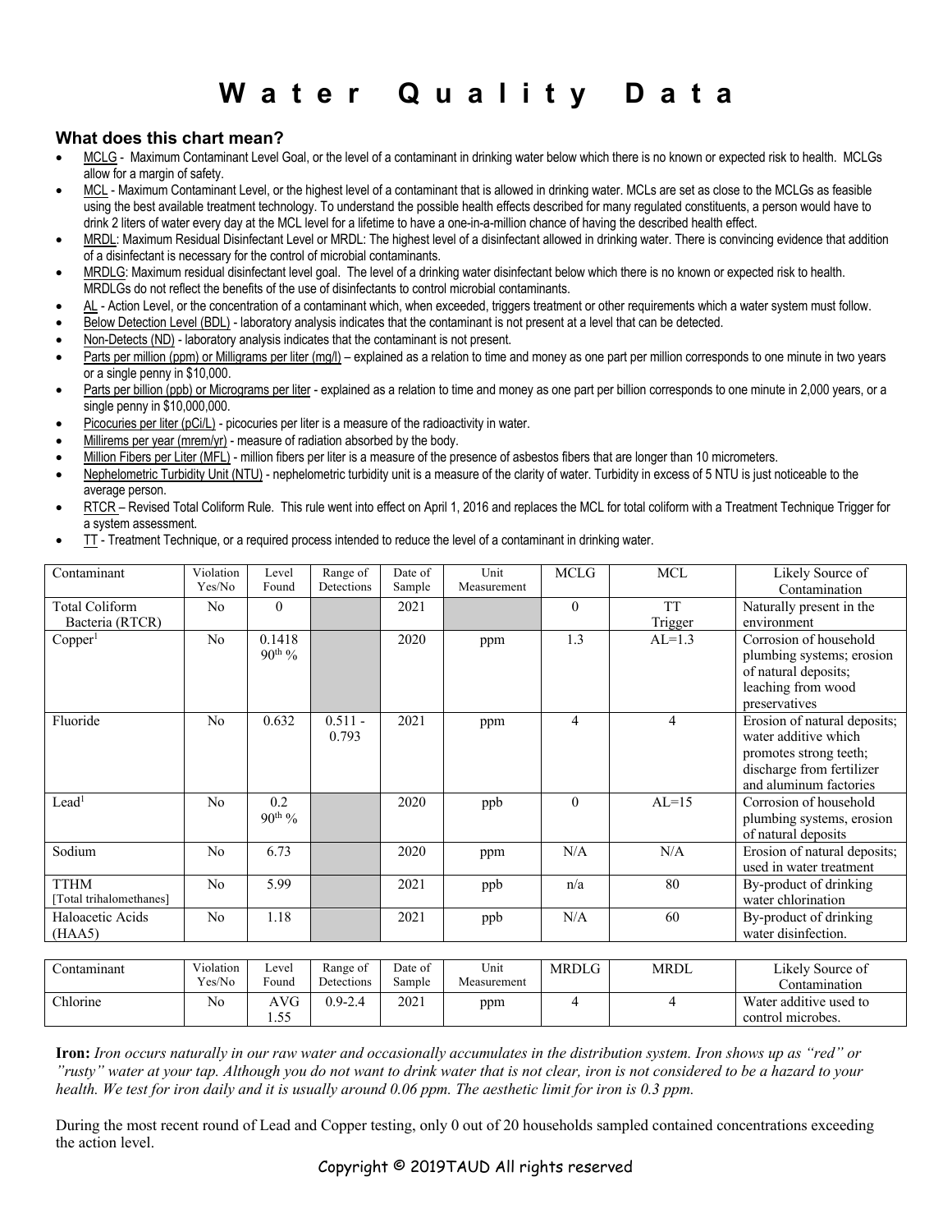# Water Quality Data

### What does this chart mean?

- MCLG - Maximum Contaminant Level Goal, or the level of a contaminant in drinking water below which there is no known or expected risk to health. MCLGs allow for a margin of safety.
- MCL - Maximum Contaminant Level, or the highest level of a contaminant that is allowed in drinking water. MCLs are set as close to the MCLGs as feasible using the best available treatment technology. To understand the possible health effects described for many regulated constituents, a person would have to drink 2 liters of water every day at the MCL level for a lifetime to have a one-in-a-million chance of having the described health effect.
- MRDL: Maximum Residual Disinfectant Level or MRDL: The highest level of a disinfectant allowed in drinking water. There is convincing evidence that addition of a disinfectant is necessary for the control of microbial contaminants.
- MRDLG: Maximum residual disinfectant level goal. The level of a drinking water disinfectant below which there is no known or expected risk to health. MRDLGs do not reflect the benefits of the use of disinfectants to control microbial contaminants.
- AL - Action Level, or the concentration of a contaminant which, when exceeded, triggers treatment or other requirements which a water system must follow.
- Below Detection Level (BDL) - laboratory analysis indicates that the contaminant is not present at a level that can be detected.
- Non-Detects (ND) - laboratory analysis indicates that the contaminant is not present.
- Parts per million (ppm) or Milligrams per liter (mg/l) – explained as a relation to time and money as one part per million corresponds to one minute in two years or a single penny in $10,000.
- Parts per billion (ppb) or Micrograms per liter - explained as a relation to time and money as one part per billion corresponds to one minute in 2,000 years, or a single penny in $10,000,000.
- Picocuries per liter (pCi/L) - picocouries per liter is a measure of the radioactivity in water.
- Millirems per year (mrem/yr) - measure of radiation absorbed by the body.
- Million Fibers per Liter (MFL) - million fibers per liter is a measure of the presence of asbestos fibers that are longer than 10 micrometers.
- Nephelometric Turbidity Unit (NTU) - nephelometric turbidity unit is a measure of the clarity of water. Turbidity in excess of 5 NTU is just noticeable to the average person.
- RTCR – Revised Total Coliform Rule. This rule went into effect on April 1, 2016 and replaces the MCL for total coliform with a Treatment Technique Trigger for a system assessment.
- TT - Treatment Technique, or a required process intended to reduce the level of a contaminant in drinking water.

| Contaminant | Violation Yes/No | Level Found | Range of Detections | Date of Sample | Unit Measurement | MCLG | MCL | Likely Source of Contamination |
|---|---|---|---|---|---|---|---|---|
| Total Coliform Bacteria (RTCR) | No | 0 | | 2021 | | 0 | TT Trigger | Naturally present in the environment |
| Copper[1] | No | 0.1418 90th % | | 2020 | ppm | 1.3 | AL=1.3 | Corrosion of household plumbing systems; erosion of natural deposits; leaching from wood preservatives |
| Fluoride | No | 0.632 | 0.511 - 0.793 | 2021 | ppm | 4 | 4 | Erosion of natural deposits; water additive which promotes strong teeth; discharge from fertilizer and aluminum factories |
| Lead[1] | No | 0.2 90th % | | 2020 | ppb | 0 | AL=15 | Corrosion of household plumbing systems, erosion of natural deposits |
| Sodium | No | 6.73 | | 2020 | ppm | N/A | N/A | Erosion of natural deposits; used in water treatment |
| TTHM [Total trihalomethanes] | No | 5.99 | | 2021 | ppb | n/a | 80 | By-product of drinking water chlorination |
| Haloacetic Acids (HAA5) | No | 1.18 | | 2021 | ppb | N/A | 60 | By-product of drinking water disinfection. |

| Contaminant | Violation Yes/No | Level Found | Range of Detections | Date of Sample | Unit Measurement | MRDLG | MRDL | Likely Source of Contamination |
|---|---|---|---|---|---|---|---|---|
| Chlorine | No | AVG 1.55 | 0.9-2.4 | 2021 | ppm | 4 | 4 | Water additive used to control microbes. |

**Iron:** *Iron occurs naturally in our raw water and occasionally accumulates in the distribution system. Iron shows up as "red" or "rusty" water at your tap. Although you do not want to drink water that is not clear, iron is not considered to be a hazard to your health. We test for iron daily and it is usually around 0.06 ppm. The aesthetic limit for iron is 0.3 ppm.*

During the most recent round of Lead and Copper testing, only 0 out of 20 households sampled contained concentrations exceeding the action level.

Copyright © 2019TAUD All rights reserved